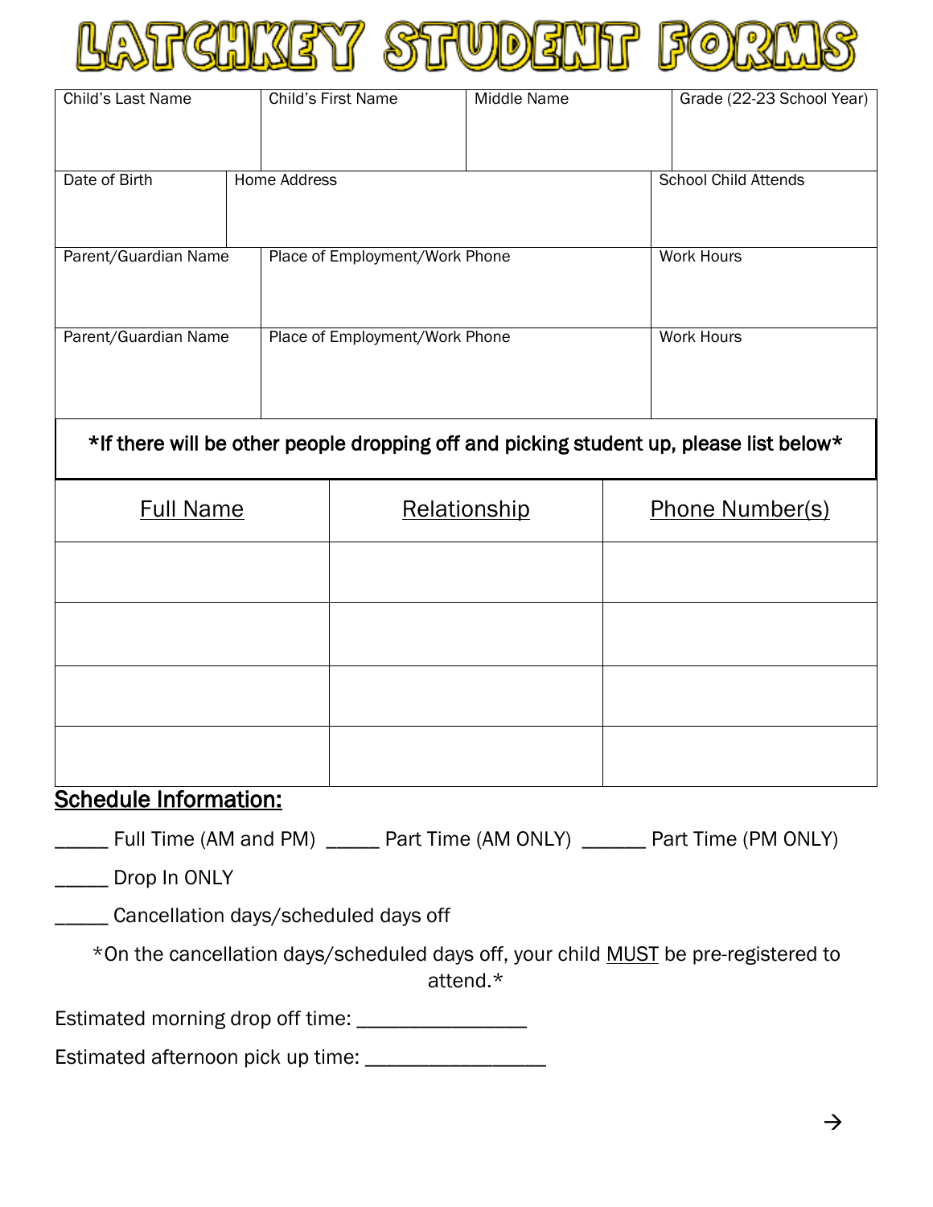# LATCHKEY STUDENT FORMS

| Child's Last Name | Child's First Name | Middle Name | Grade (22-23 School Year) |
|---|---|---|---|
| | | | |

| Date of Birth | Home Address | School Child Attends |
|---|---|---|
| | | |

| Parent/Guardian Name | Place of Employment/Work Phone | Work Hours |
|---|---|---|
| | | |
| Parent/Guardian Name | Place of Employment/Work Phone | Work Hours |
| | | |

**\*If there will be other people dropping off and picking student up, please list below\***

| Full Name | Relationship | Phone Number(s) |
|---|---|---|
| | | |
| | | |
| | | |
| | | |

## Schedule Information:

_____ Full Time (AM and PM) _____ Part Time (AM ONLY) ______ Part Time (PM ONLY)

_____ Drop In ONLY

_____ Cancellation days/scheduled days off

*On the cancellation days/scheduled days off, your child MUST be pre-registered to attend.*

Estimated morning drop off time: _______________

Estimated afternoon pick up time: ________________

→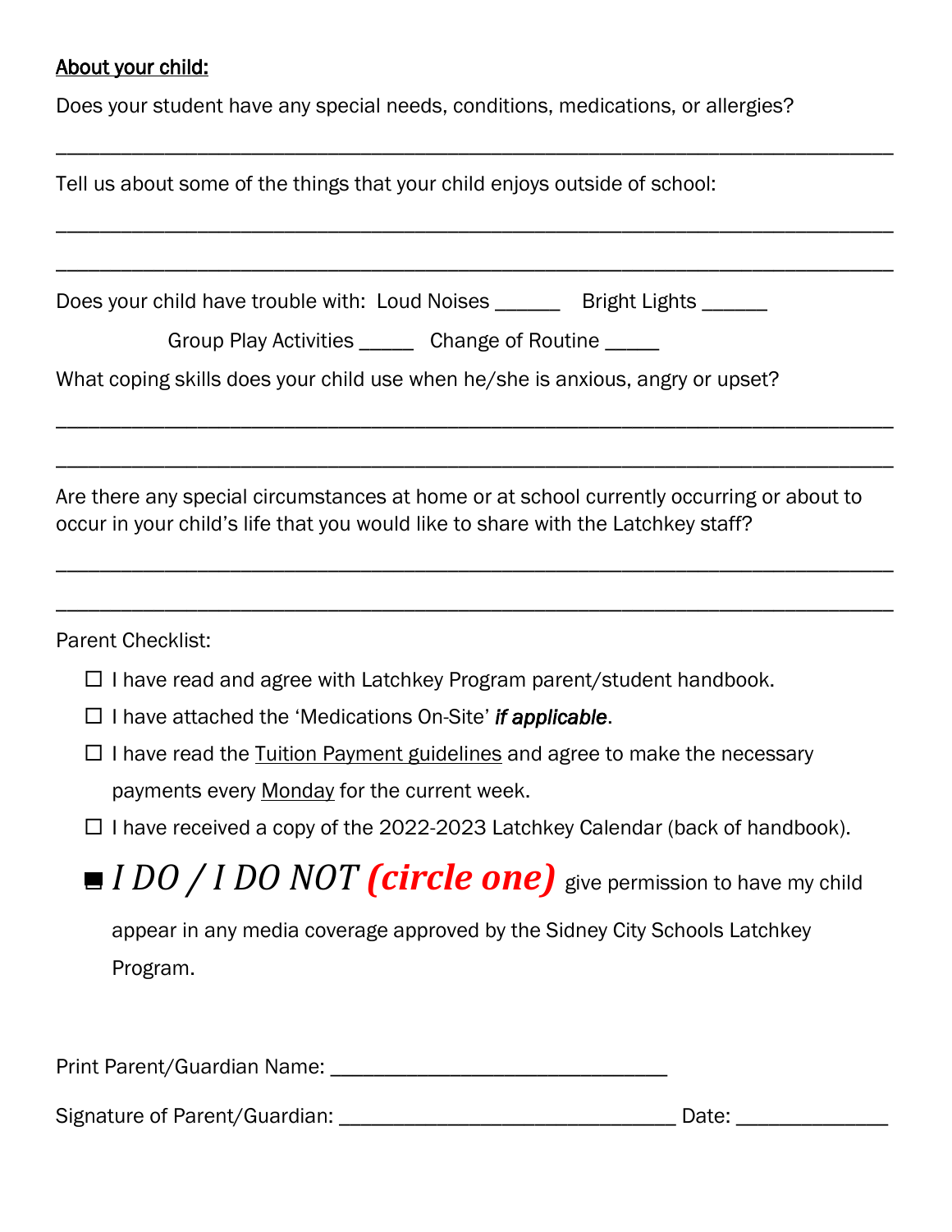**<u>About your child:</u>**

Does your student have any special needs, conditions, medications, or allergies?

___________________________________________________________________________

Tell us about some of the things that your child enjoys outside of school:

___________________________________________________________________________

___________________________________________________________________________

Does your child have trouble with: Loud Noises ______ Bright Lights ______

Group Play Activities _____ Change of Routine _____

What coping skills does your child use when he/she is anxious, angry or upset?

___________________________________________________________________________

___________________________________________________________________________

Are there any special circumstances at home or at school currently occurring or about to occur in your child's life that you would like to share with the Latchkey staff?

___________________________________________________________________________

___________________________________________________________________________

Parent Checklist:

- ☐ I have read and agree with Latchkey Program parent/student handbook.
- ☐ I have attached the 'Medications On-Site' ***if applicable***.
- ☐ I have read the <u>Tuition Payment guidelines</u> and agree to make the necessary payments every <u>Monday</u> for the current week.
- ☐ I have received a copy of the 2022-2023 Latchkey Calendar (back of handbook).
- *I DO / I DO NOT* ***(circle one)*** give permission to have my child appear in any media coverage approved by the Sidney City Schools Latchkey Program.

Print Parent/Guardian Name: ______________________________

Signature of Parent/Guardian: ______________________________ Date: ____________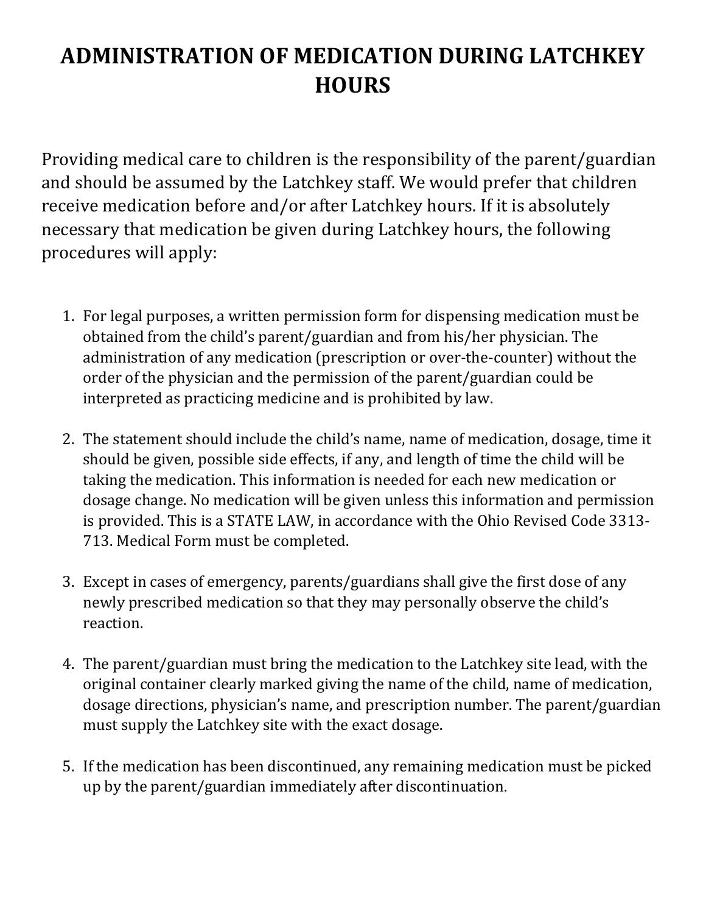# ADMINISTRATION OF MEDICATION DURING LATCHKEY HOURS

Providing medical care to children is the responsibility of the parent/guardian and should be assumed by the Latchkey staff. We would prefer that children receive medication before and/or after Latchkey hours. If it is absolutely necessary that medication be given during Latchkey hours, the following procedures will apply:

1. For legal purposes, a written permission form for dispensing medication must be obtained from the child's parent/guardian and from his/her physician. The administration of any medication (prescription or over-the-counter) without the order of the physician and the permission of the parent/guardian could be interpreted as practicing medicine and is prohibited by law.

2. The statement should include the child's name, name of medication, dosage, time it should be given, possible side effects, if any, and length of time the child will be taking the medication. This information is needed for each new medication or dosage change. No medication will be given unless this information and permission is provided. This is a STATE LAW, in accordance with the Ohio Revised Code 3313-713. Medical Form must be completed.

3. Except in cases of emergency, parents/guardians shall give the first dose of any newly prescribed medication so that they may personally observe the child's reaction.

4. The parent/guardian must bring the medication to the Latchkey site lead, with the original container clearly marked giving the name of the child, name of medication, dosage directions, physician's name, and prescription number. The parent/guardian must supply the Latchkey site with the exact dosage.

5. If the medication has been discontinued, any remaining medication must be picked up by the parent/guardian immediately after discontinuation.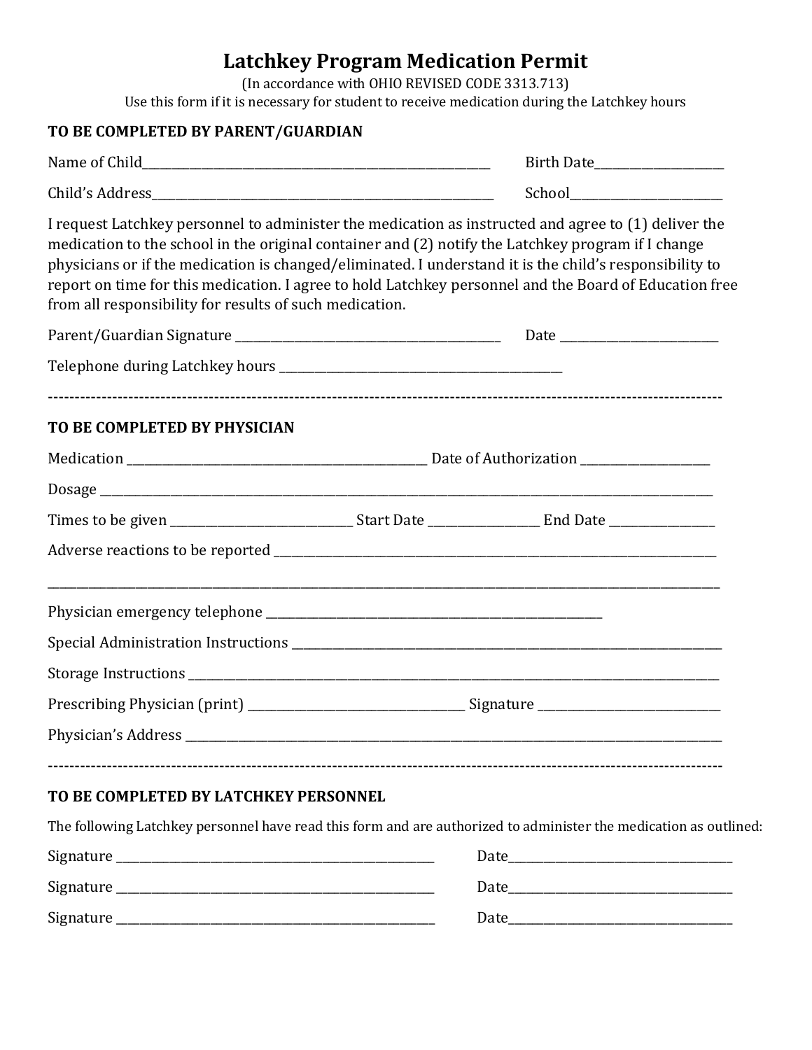# Latchkey Program Medication Permit

(In accordance with OHIO REVISED CODE 3313.713)

Use this form if it is necessary for student to receive medication during the Latchkey hours

**TO BE COMPLETED BY PARENT/GUARDIAN**

Name of Child_______________________________________________ Birth Date_________________

Child's Address_____________________________________________ School___________________

I request Latchkey personnel to administer the medication as instructed and agree to (1) deliver the medication to the school in the original container and (2) notify the Latchkey program if I change physicians or if the medication is changed/eliminated. I understand it is the child's responsibility to report on time for this medication. I agree to hold Latchkey personnel and the Board of Education free from all responsibility for results of such medication.

Parent/Guardian Signature __________________________________ Date ____________________

Telephone during Latchkey hours ____________________________________

------------------------------------------------------------------------------------------------------------------------

**TO BE COMPLETED BY PHYSICIAN**

Medication _______________________________________ Date of Authorization _________________

Dosage ___________________________________________________________________________

Times to be given _______________________ Start Date ______________ End Date _____________

Adverse reactions to be reported _______________________________________________________

__________________________________________________________________________________

Physician emergency telephone ___________________________________________

Special Administration Instructions ______________________________________________________

Storage Instructions _________________________________________________________________

Prescribing Physician (print) ____________________________ Signature _______________________

Physician's Address _________________________________________________________________

------------------------------------------------------------------------------------------------------------------------

**TO BE COMPLETED BY LATCHKEY PERSONNEL**

The following Latchkey personnel have read this form and are authorized to administer the medication as outlined:

Signature __________________________________________ Date______________________________

Signature __________________________________________ Date______________________________

Signature __________________________________________ Date______________________________